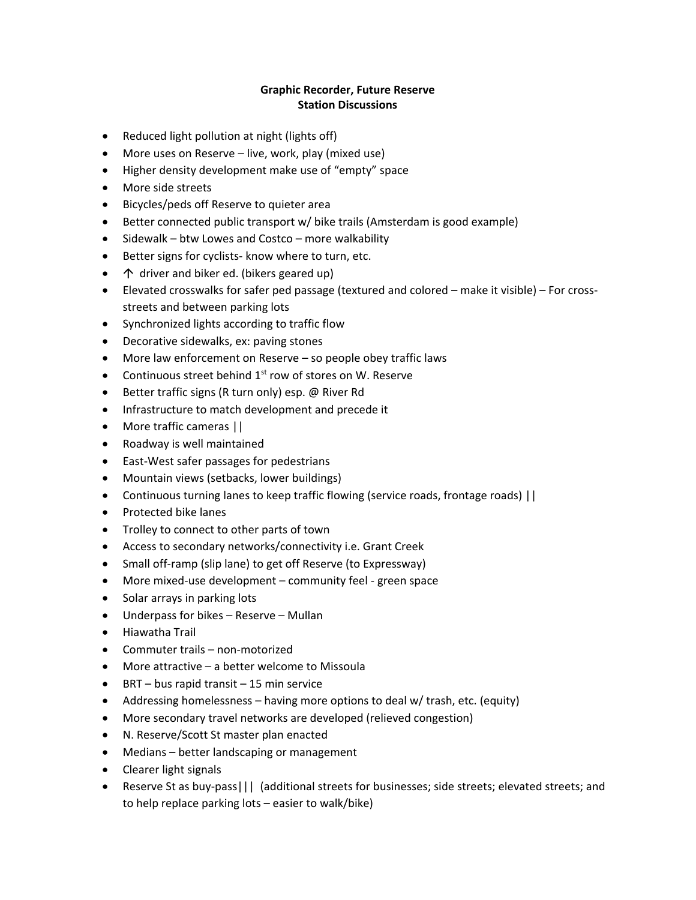**Graphic Recorder, Future Reserve**
**Station Discussions**

- Reduced light pollution at night (lights off)
- More uses on Reserve – live, work, play (mixed use)
- Higher density development make use of "empty" space
- More side streets
- Bicycles/peds off Reserve to quieter area
- Better connected public transport w/ bike trails (Amsterdam is good example)
- Sidewalk – btw Lowes and Costco – more walkability
- Better signs for cyclists- know where to turn, etc.
- ↑ driver and biker ed. (bikers geared up)
- Elevated crosswalks for safer ped passage (textured and colored – make it visible) – For cross-streets and between parking lots
- Synchronized lights according to traffic flow
- Decorative sidewalks, ex: paving stones
- More law enforcement on Reserve – so people obey traffic laws
- Continuous street behind 1st row of stores on W. Reserve
- Better traffic signs (R turn only) esp. @ River Rd
- Infrastructure to match development and precede it
- More traffic cameras ||
- Roadway is well maintained
- East-West safer passages for pedestrians
- Mountain views (setbacks, lower buildings)
- Continuous turning lanes to keep traffic flowing (service roads, frontage roads) ||
- Protected bike lanes
- Trolley to connect to other parts of town
- Access to secondary networks/connectivity i.e. Grant Creek
- Small off-ramp (slip lane) to get off Reserve (to Expressway)
- More mixed-use development – community feel - green space
- Solar arrays in parking lots
- Underpass for bikes – Reserve – Mullan
- Hiawatha Trail
- Commuter trails – non-motorized
- More attractive – a better welcome to Missoula
- BRT – bus rapid transit – 15 min service
- Addressing homelessness – having more options to deal w/ trash, etc. (equity)
- More secondary travel networks are developed (relieved congestion)
- N. Reserve/Scott St master plan enacted
- Medians – better landscaping or management
- Clearer light signals
- Reserve St as buy-pass||| (additional streets for businesses; side streets; elevated streets; and to help replace parking lots – easier to walk/bike)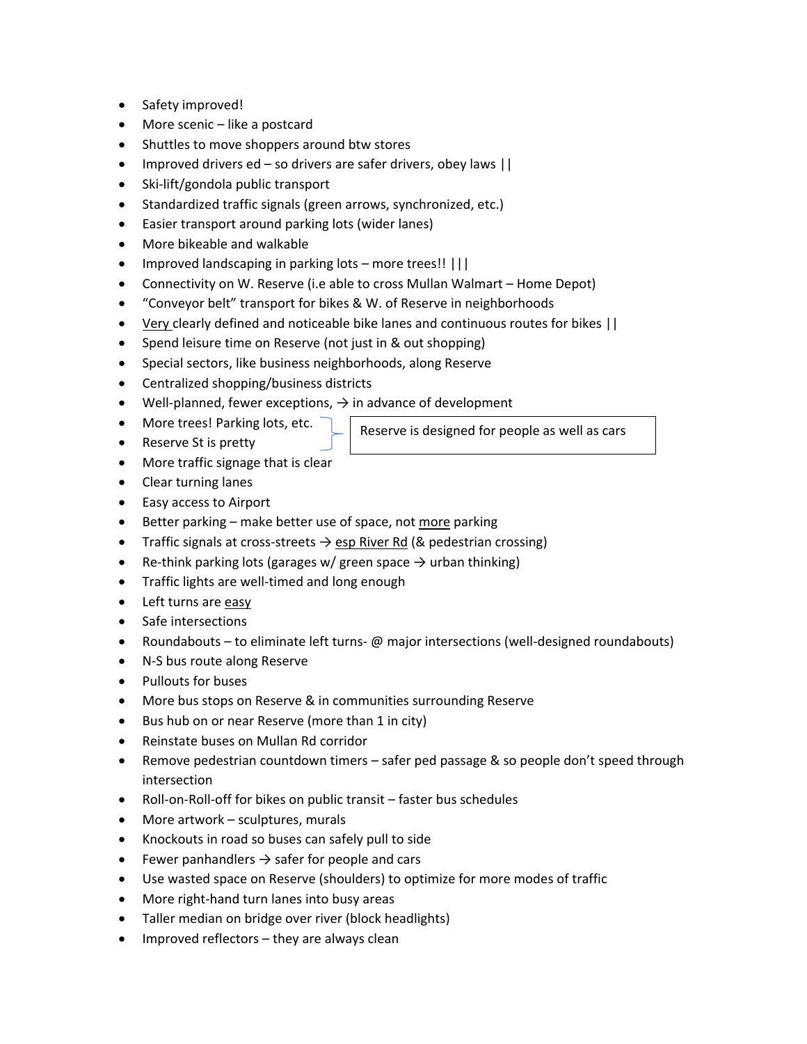- Safety improved!
- More scenic – like a postcard
- Shuttles to move shoppers around btw stores
- Improved drivers ed – so drivers are safer drivers, obey laws ||
- Ski-lift/gondola public transport
- Standardized traffic signals (green arrows, synchronized, etc.)
- Easier transport around parking lots (wider lanes)
- More bikeable and walkable
- Improved landscaping in parking lots – more trees!! |||
- Connectivity on W. Reserve (i.e able to cross Mullan Walmart – Home Depot)
- "Conveyor belt" transport for bikes & W. of Reserve in neighborhoods
- <u>Very</u> clearly defined and noticeable bike lanes and continuous routes for bikes ||
- Spend leisure time on Reserve (not just in & out shopping)
- Special sectors, like business neighborhoods, along Reserve
- Centralized shopping/business districts
- Well-planned, fewer exceptions, → in advance of development
- More trees! Parking lots, etc.
- Reserve St is pretty

  } Reserve is designed for people as well as cars

- More traffic signage that is clear
- Clear turning lanes
- Easy access to Airport
- Better parking – make better use of space, not <u>more</u> parking
- Traffic signals at cross-streets → <u>esp River Rd</u> (& pedestrian crossing)
- Re-think parking lots (garages w/ green space → urban thinking)
- Traffic lights are well-timed and long enough
- Left turns are <u>easy</u>
- Safe intersections
- Roundabouts – to eliminate left turns- @ major intersections (well-designed roundabouts)
- N-S bus route along Reserve
- Pullouts for buses
- More bus stops on Reserve & in communities surrounding Reserve
- Bus hub on or near Reserve (more than 1 in city)
- Reinstate buses on Mullan Rd corridor
- Remove pedestrian countdown timers – safer ped passage & so people don't speed through intersection
- Roll-on-Roll-off for bikes on public transit – faster bus schedules
- More artwork – sculptures, murals
- Knockouts in road so buses can safely pull to side
- Fewer panhandlers → safer for people and cars
- Use wasted space on Reserve (shoulders) to optimize for more modes of traffic
- More right-hand turn lanes into busy areas
- Taller median on bridge over river (block headlights)
- Improved reflectors – they are always clean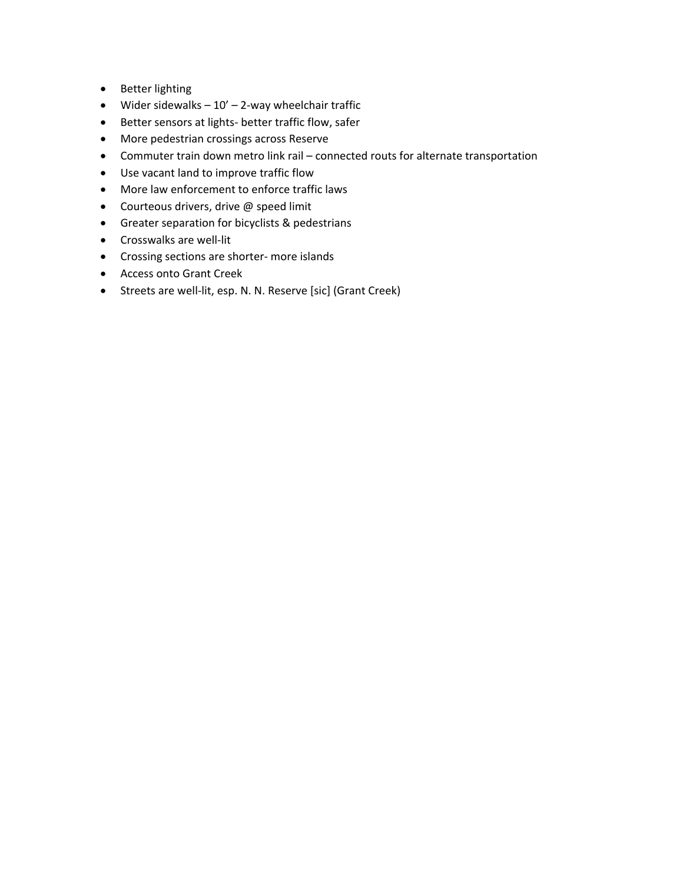- Better lighting
- Wider sidewalks – 10' – 2-way wheelchair traffic
- Better sensors at lights- better traffic flow, safer
- More pedestrian crossings across Reserve
- Commuter train down metro link rail – connected routs for alternate transportation
- Use vacant land to improve traffic flow
- More law enforcement to enforce traffic laws
- Courteous drivers, drive @ speed limit
- Greater separation for bicyclists & pedestrians
- Crosswalks are well-lit
- Crossing sections are shorter- more islands
- Access onto Grant Creek
- Streets are well-lit, esp. N. N. Reserve [sic] (Grant Creek)